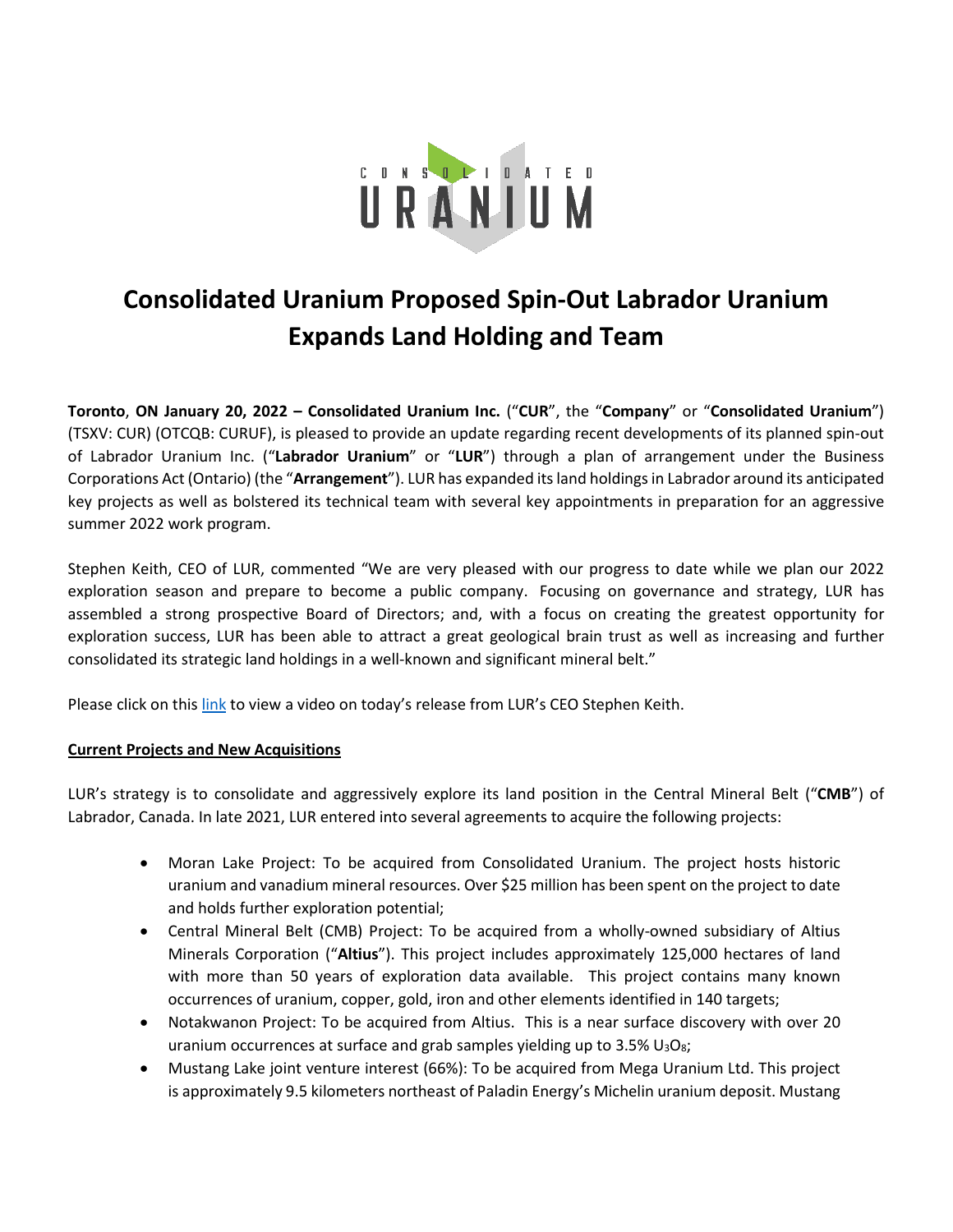# Consolidated Uranium Proposed Spin-Out Labrador Uranium Expands Land Holding and Team

**Toronto**, **ON January 20, 2022 – Consolidated Uranium Inc.** ("**CUR**", the "**Company**" or "**Consolidated Uranium**") (TSXV: CUR) (OTCQB: CURUF), is pleased to provide an update regarding recent developments of its planned spin-out of Labrador Uranium Inc. ("**Labrador Uranium**" or "**LUR**") through a plan of arrangement under the Business Corporations Act (Ontario) (the "**Arrangement**"). LUR has expanded its land holdings in Labrador around its anticipated key projects as well as bolstered its technical team with several key appointments in preparation for an aggressive summer 2022 work program.

Stephen Keith, CEO of LUR, commented "We are very pleased with our progress to date while we plan our 2022 exploration season and prepare to become a public company. Focusing on governance and strategy, LUR has assembled a strong prospective Board of Directors; and, with a focus on creating the greatest opportunity for exploration success, LUR has been able to attract a great geological brain trust as well as increasing and further consolidated its strategic land holdings in a well-known and significant mineral belt."

Please click on this link to view a video on today's release from LUR's CEO Stephen Keith.

## Current Projects and New Acquisitions

LUR's strategy is to consolidate and aggressively explore its land position in the Central Mineral Belt ("**CMB**") of Labrador, Canada. In late 2021, LUR entered into several agreements to acquire the following projects:

- Moran Lake Project: To be acquired from Consolidated Uranium. The project hosts historic uranium and vanadium mineral resources. Over $25 million has been spent on the project to date and holds further exploration potential;
- Central Mineral Belt (CMB) Project: To be acquired from a wholly-owned subsidiary of Altius Minerals Corporation ("**Altius**"). This project includes approximately 125,000 hectares of land with more than 50 years of exploration data available. This project contains many known occurrences of uranium, copper, gold, iron and other elements identified in 140 targets;
- Notakwanon Project: To be acquired from Altius. This is a near surface discovery with over 20 uranium occurrences at surface and grab samples yielding up to 3.5% $U_3O_8$;
- Mustang Lake joint venture interest (66%): To be acquired from Mega Uranium Ltd. This project is approximately 9.5 kilometers northeast of Paladin Energy's Michelin uranium deposit. Mustang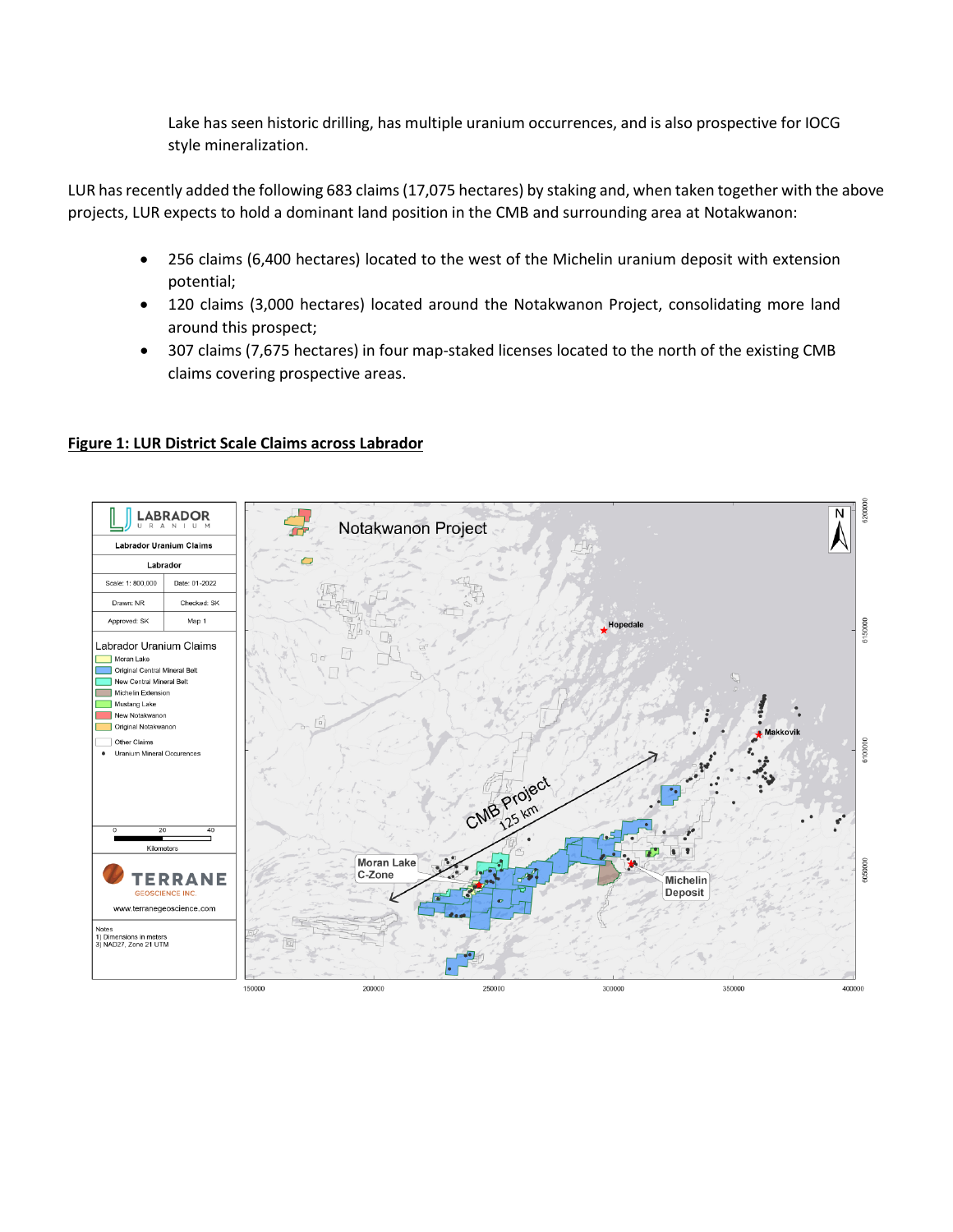Lake has seen historic drilling, has multiple uranium occurrences, and is also prospective for IOCG style mineralization.

LUR has recently added the following 683 claims (17,075 hectares) by staking and, when taken together with the above projects, LUR expects to hold a dominant land position in the CMB and surrounding area at Notakwanon:

- 256 claims (6,400 hectares) located to the west of the Michelin uranium deposit with extension potential;
- 120 claims (3,000 hectares) located around the Notakwanon Project, consolidating more land around this prospect;
- 307 claims (7,675 hectares) in four map-staked licenses located to the north of the existing CMB claims covering prospective areas.

**Figure 1: LUR District Scale Claims across Labrador**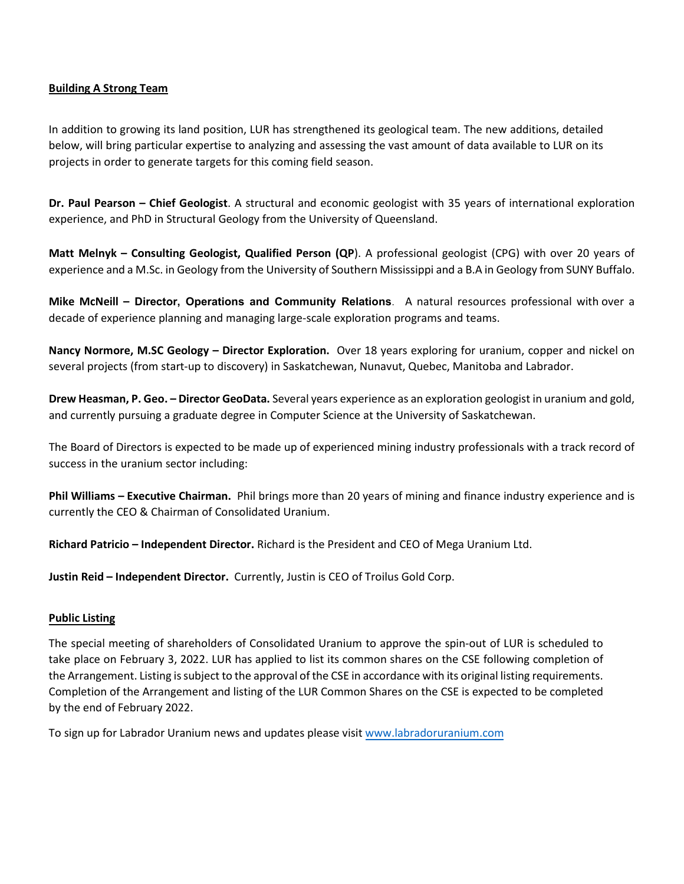## Building A Strong Team

In addition to growing its land position, LUR has strengthened its geological team. The new additions, detailed below, will bring particular expertise to analyzing and assessing the vast amount of data available to LUR on its projects in order to generate targets for this coming field season.

**Dr. Paul Pearson – Chief Geologist**. A structural and economic geologist with 35 years of international exploration experience, and PhD in Structural Geology from the University of Queensland.

**Matt Melnyk – Consulting Geologist, Qualified Person (QP**). A professional geologist (CPG) with over 20 years of experience and a M.Sc. in Geology from the University of Southern Mississippi and a B.A in Geology from SUNY Buffalo.

**Mike McNeill – Director, Operations and Community Relations**. A natural resources professional with over a decade of experience planning and managing large-scale exploration programs and teams.

**Nancy Normore, M.SC Geology – Director Exploration.** Over 18 years exploring for uranium, copper and nickel on several projects (from start-up to discovery) in Saskatchewan, Nunavut, Quebec, Manitoba and Labrador.

**Drew Heasman, P. Geo. – Director GeoData.** Several years experience as an exploration geologist in uranium and gold, and currently pursuing a graduate degree in Computer Science at the University of Saskatchewan.

The Board of Directors is expected to be made up of experienced mining industry professionals with a track record of success in the uranium sector including:

**Phil Williams – Executive Chairman.** Phil brings more than 20 years of mining and finance industry experience and is currently the CEO & Chairman of Consolidated Uranium.

**Richard Patricio – Independent Director.** Richard is the President and CEO of Mega Uranium Ltd.

**Justin Reid – Independent Director.** Currently, Justin is CEO of Troilus Gold Corp.

## Public Listing

The special meeting of shareholders of Consolidated Uranium to approve the spin-out of LUR is scheduled to take place on February 3, 2022. LUR has applied to list its common shares on the CSE following completion of the Arrangement. Listing is subject to the approval of the CSE in accordance with its original listing requirements. Completion of the Arrangement and listing of the LUR Common Shares on the CSE is expected to be completed by the end of February 2022.

To sign up for Labrador Uranium news and updates please visit www.labradoruranium.com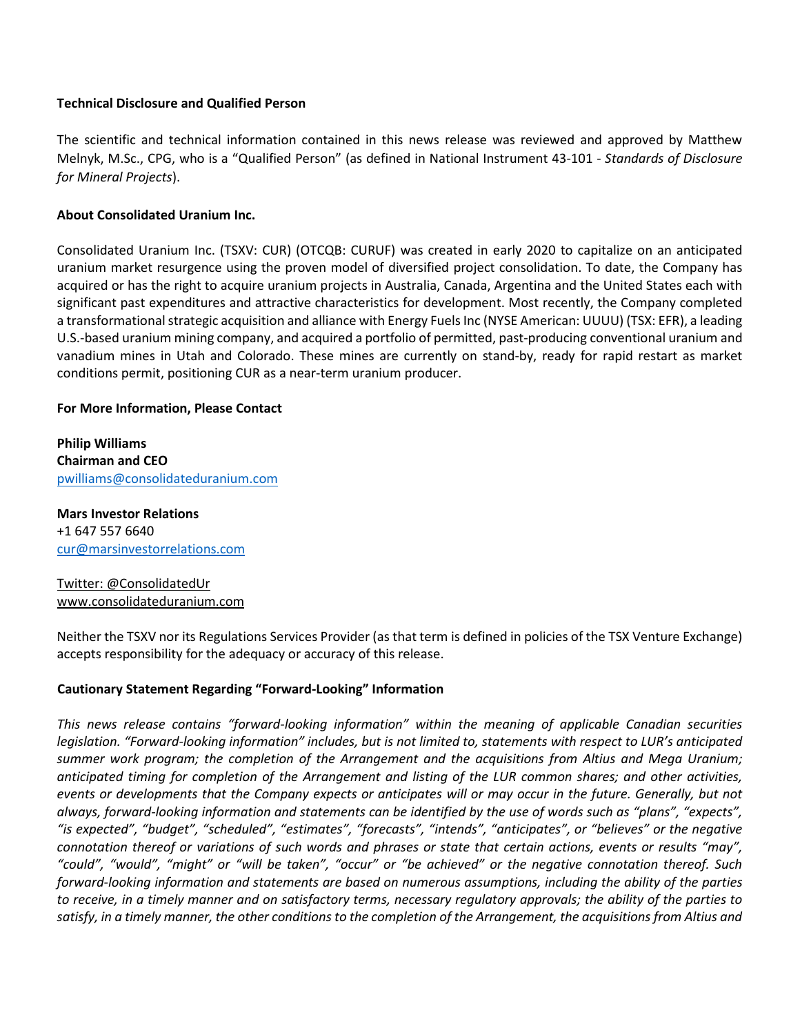**Technical Disclosure and Qualified Person**

The scientific and technical information contained in this news release was reviewed and approved by Matthew Melnyk, M.Sc., CPG, who is a "Qualified Person" (as defined in National Instrument 43-101 - *Standards of Disclosure for Mineral Projects*).

**About Consolidated Uranium Inc.**

Consolidated Uranium Inc. (TSXV: CUR) (OTCQB: CURUF) was created in early 2020 to capitalize on an anticipated uranium market resurgence using the proven model of diversified project consolidation. To date, the Company has acquired or has the right to acquire uranium projects in Australia, Canada, Argentina and the United States each with significant past expenditures and attractive characteristics for development. Most recently, the Company completed a transformational strategic acquisition and alliance with Energy Fuels Inc (NYSE American: UUUU) (TSX: EFR), a leading U.S.-based uranium mining company, and acquired a portfolio of permitted, past-producing conventional uranium and vanadium mines in Utah and Colorado. These mines are currently on stand-by, ready for rapid restart as market conditions permit, positioning CUR as a near-term uranium producer.

**For More Information, Please Contact**

**Philip Williams**
**Chairman and CEO**
pwilliams@consolidateduranium.com

**Mars Investor Relations**
+1 647 557 6640
cur@marsinvestorrelations.com

Twitter: @ConsolidatedUr
www.consolidateduranium.com

Neither the TSXV nor its Regulations Services Provider (as that term is defined in policies of the TSX Venture Exchange) accepts responsibility for the adequacy or accuracy of this release.

**Cautionary Statement Regarding "Forward-Looking" Information**

*This news release contains "forward-looking information" within the meaning of applicable Canadian securities legislation. "Forward-looking information" includes, but is not limited to, statements with respect to LUR's anticipated summer work program; the completion of the Arrangement and the acquisitions from Altius and Mega Uranium; anticipated timing for completion of the Arrangement and listing of the LUR common shares; and other activities, events or developments that the Company expects or anticipates will or may occur in the future. Generally, but not always, forward-looking information and statements can be identified by the use of words such as "plans", "expects", "is expected", "budget", "scheduled", "estimates", "forecasts", "intends", "anticipates", or "believes" or the negative connotation thereof or variations of such words and phrases or state that certain actions, events or results "may", "could", "would", "might" or "will be taken", "occur" or "be achieved" or the negative connotation thereof. Such forward-looking information and statements are based on numerous assumptions, including the ability of the parties to receive, in a timely manner and on satisfactory terms, necessary regulatory approvals; the ability of the parties to satisfy, in a timely manner, the other conditions to the completion of the Arrangement, the acquisitions from Altius and*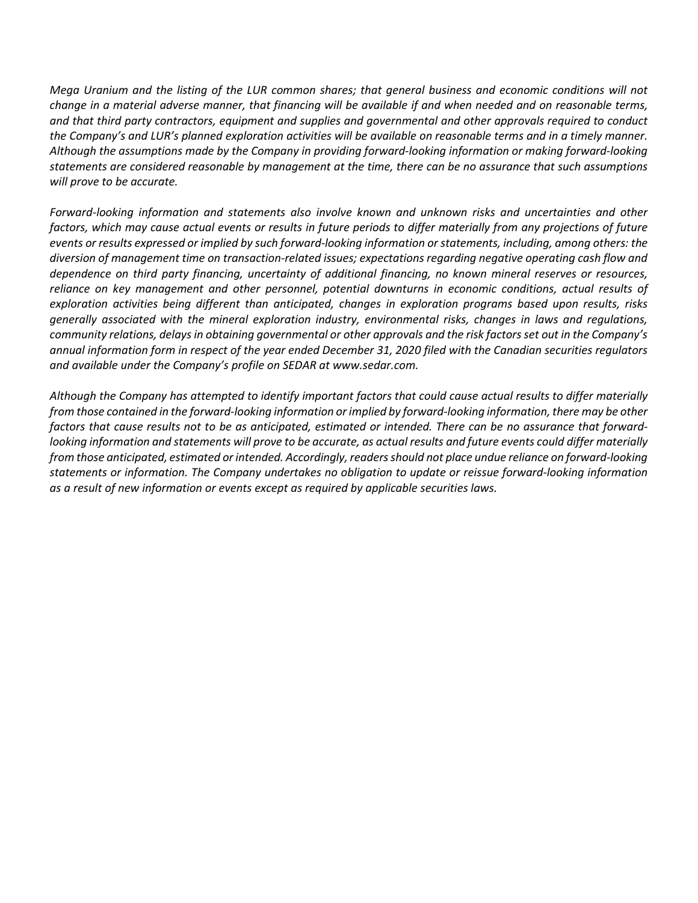*Mega Uranium and the listing of the LUR common shares; that general business and economic conditions will not change in a material adverse manner, that financing will be available if and when needed and on reasonable terms, and that third party contractors, equipment and supplies and governmental and other approvals required to conduct the Company's and LUR's planned exploration activities will be available on reasonable terms and in a timely manner. Although the assumptions made by the Company in providing forward-looking information or making forward-looking statements are considered reasonable by management at the time, there can be no assurance that such assumptions will prove to be accurate.*

*Forward-looking information and statements also involve known and unknown risks and uncertainties and other factors, which may cause actual events or results in future periods to differ materially from any projections of future events or results expressed or implied by such forward-looking information or statements, including, among others: the diversion of management time on transaction-related issues; expectations regarding negative operating cash flow and dependence on third party financing, uncertainty of additional financing, no known mineral reserves or resources, reliance on key management and other personnel, potential downturns in economic conditions, actual results of exploration activities being different than anticipated, changes in exploration programs based upon results, risks generally associated with the mineral exploration industry, environmental risks, changes in laws and regulations, community relations, delays in obtaining governmental or other approvals and the risk factors set out in the Company's annual information form in respect of the year ended December 31, 2020 filed with the Canadian securities regulators and available under the Company's profile on SEDAR at www.sedar.com.*

*Although the Company has attempted to identify important factors that could cause actual results to differ materially from those contained in the forward-looking information or implied by forward-looking information, there may be other factors that cause results not to be as anticipated, estimated or intended. There can be no assurance that forward-looking information and statements will prove to be accurate, as actual results and future events could differ materially from those anticipated, estimated or intended. Accordingly, readers should not place undue reliance on forward-looking statements or information. The Company undertakes no obligation to update or reissue forward-looking information as a result of new information or events except as required by applicable securities laws.*